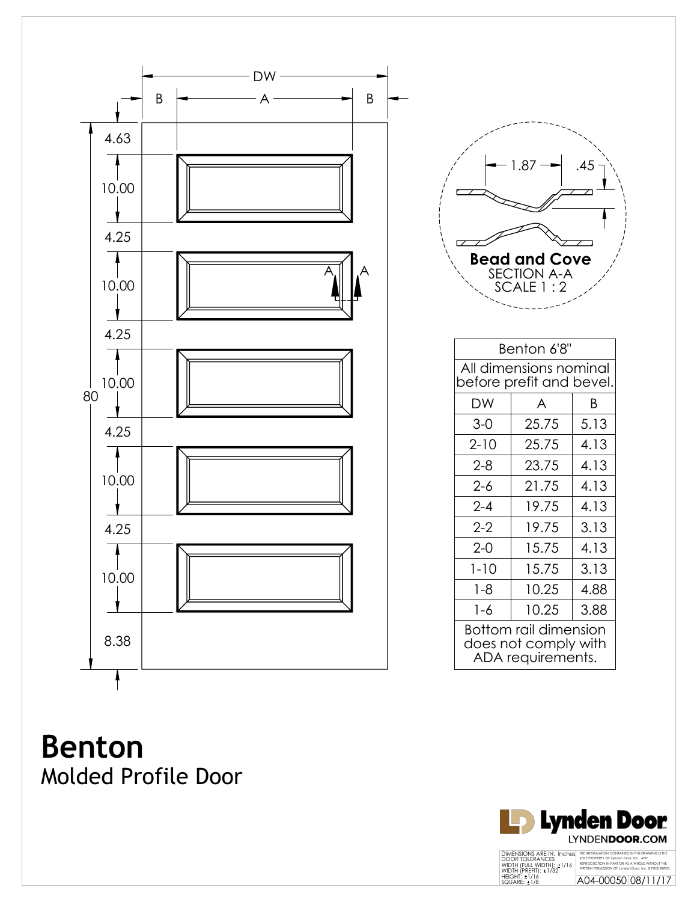# Benton

Molded Profile Door

DW

B A B

4.63

10.00

4.25

10.00

4.25

10.00

4.25

10.00

4.25

10.00

8.38

80

1.87 .45

**Bead and Cove**
SECTION A-A
SCALE 1 : 2

| Benton 6'8" | | |
|---|---|---|
| All dimensions nominal before prefit and bevel. | | |
| DW | A | B |
| 3-0 | 25.75 | 5.13 |
| 2-10 | 25.75 | 4.13 |
| 2-8 | 23.75 | 4.13 |
| 2-6 | 21.75 | 4.13 |
| 2-4 | 19.75 | 4.13 |
| 2-2 | 19.75 | 3.13 |
| 2-0 | 15.75 | 4.13 |
| 1-10 | 15.75 | 3.13 |
| 1-8 | 10.25 | 4.88 |
| 1-6 | 10.25 | 3.88 |
| Bottom rail dimension does not comply with ADA requirements. | | |

Lynden Door
LYNDENDOOR.COM

DIMENSIONS ARE IN: Inches
DOOR TOLERANCES
WIDTH (FULL WIDTH): ±1/16
WIDTH (PREFIT): ±1/32
HEIGHT: ±1/16
SQUARE: ±1/8

THE INFORMATION CONTAINED IN THIS DRAWING IS THE SOLE PROPERTY OF Lynden Door, Inc. ANY REPRODUCTION IN PART OR AS A WHOLE WITHOUT THE WRITTEN PERMISSION OF Lynden Door, Inc. IS PROHIBITED.

A04-00050 08/11/17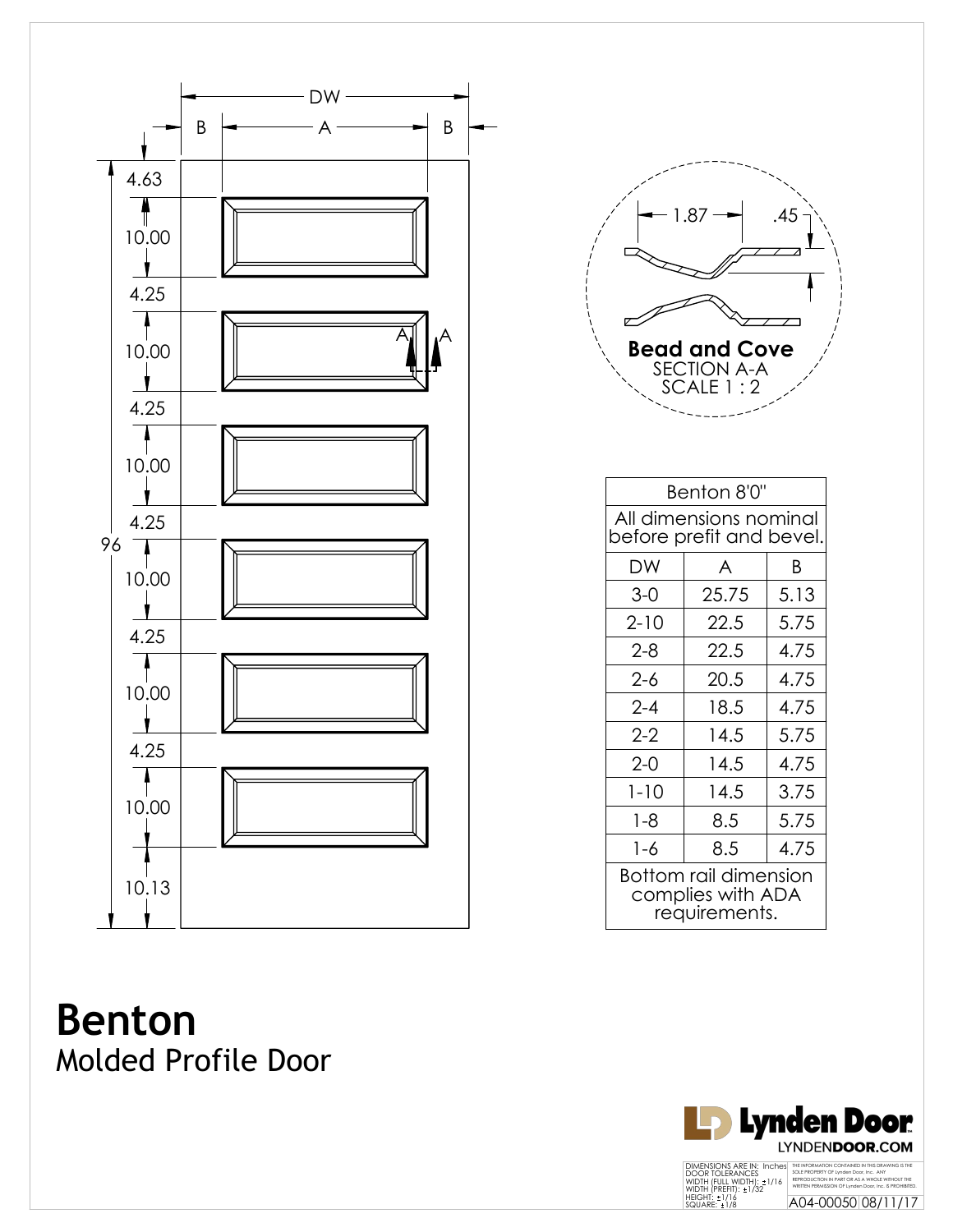DW

B A B

4.63

10.00

4.25

10.00

4.25

10.00

4.25

96

10.00

4.25

10.00

4.25

10.00

10.13

1.87 .45

**Bead and Cove**
SECTION A-A
SCALE 1 : 2

| Benton 8'0" | | |
|---|---|---|
| All dimensions nominal before prefit and bevel. | | |
| DW | A | B |
| 3-0 | 25.75 | 5.13 |
| 2-10 | 22.5 | 5.75 |
| 2-8 | 22.5 | 4.75 |
| 2-6 | 20.5 | 4.75 |
| 2-4 | 18.5 | 4.75 |
| 2-2 | 14.5 | 5.75 |
| 2-0 | 14.5 | 4.75 |
| 1-10 | 14.5 | 3.75 |
| 1-8 | 8.5 | 5.75 |
| 1-6 | 8.5 | 4.75 |
| Bottom rail dimension complies with ADA requirements. | | |

# Benton

## Molded Profile Door

Lynden Door
LYNDENDOOR.COM

DIMENSIONS ARE IN: Inches
DOOR TOLERANCES
WIDTH (FULL WIDTH): ±1/16
WIDTH (PREFIT): ±1/32
HEIGHT: ±1/16
SQUARE: ±1/8

THE INFORMATION CONTAINED IN THIS DRAWING IS THE SOLE PROPERTY OF Lynden Door, Inc. ANY REPRODUCTION IN PART OR AS A WHOLE WITHOUT THE WRITTEN PERMISSION OF Lynden Door, Inc. IS PROHIBITED.

A04-00050 08/11/17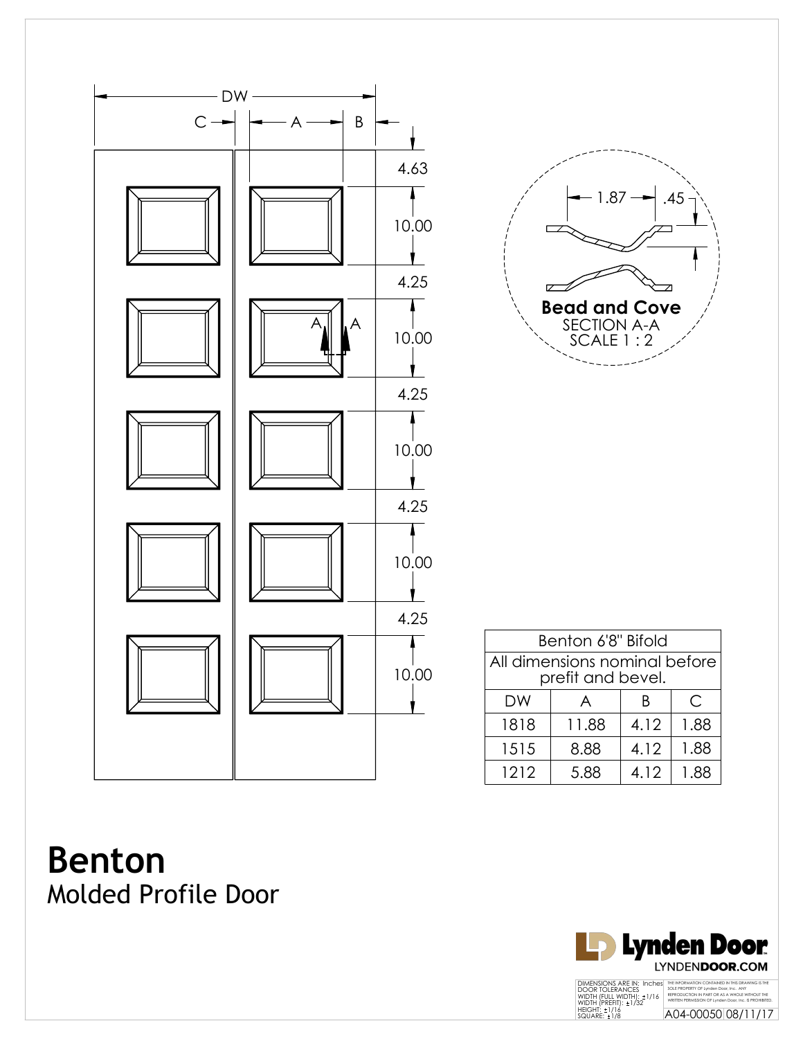DW

C A B

4.63

10.00

4.25

10.00

4.25

10.00

4.25

10.00

4.25

10.00

A A

1.87 .45

**Bead and Cove**
SECTION A-A
SCALE 1 : 2

| Benton 6'8" Bifold | | | |
|---|---|---|---|
| All dimensions nominal before prefit and bevel. | | | |
| DW | A | B | C |
| 1818 | 11.88 | 4.12 | 1.88 |
| 1515 | 8.88 | 4.12 | 1.88 |
| 1212 | 5.88 | 4.12 | 1.88 |

# Benton

## Molded Profile Door

Lynden Door
LYNDENDOOR.COM

DIMENSIONS ARE IN: Inches
DOOR TOLERANCES
WIDTH (FULL WIDTH): ±1/16
WIDTH (PREFIT): ±1/32
HEIGHT: ±1/16
SQUARE: ±1/8

THE INFORMATION CONTAINED IN THIS DRAWING IS THE SOLE PROPERTY OF Lynden Door, Inc. ANY REPRODUCTION IN PART OR AS A WHOLE WITHOUT THE WRITTEN PERMISSION OF Lynden Door, Inc. IS PROHIBITED.

A04-00050 08/11/17